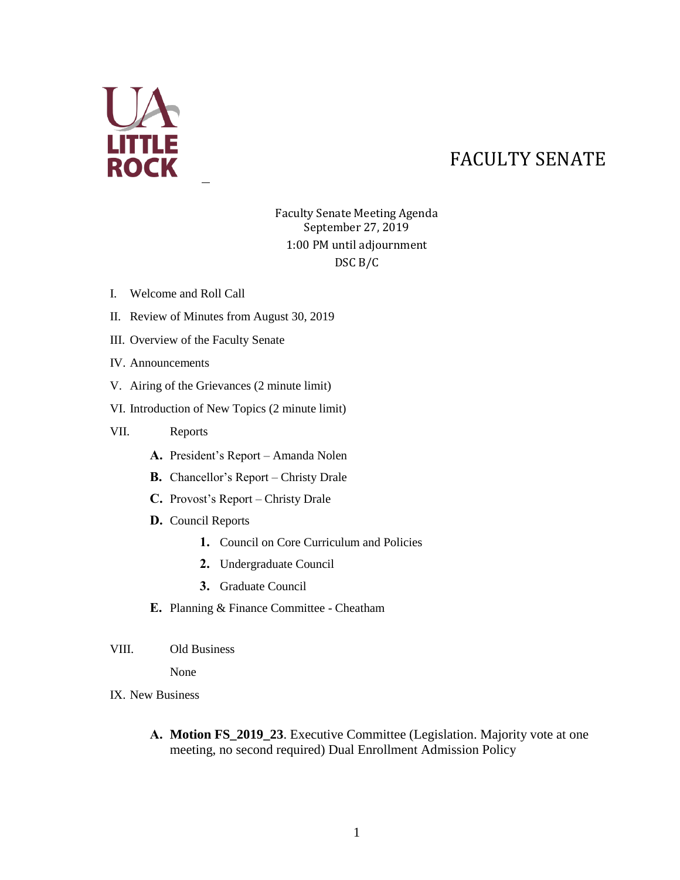UA LITTLE ROCK

# FACULTY SENATE

Faculty Senate Meeting Agenda
September 27, 2019
1:00 PM until adjournment
DSC B/C

I. Welcome and Roll Call

II. Review of Minutes from August 30, 2019

III. Overview of the Faculty Senate

IV. Announcements

V. Airing of the Grievances (2 minute limit)

VI. Introduction of New Topics (2 minute limit)

VII. Reports

- **A.** President's Report – Amanda Nolen
- **B.** Chancellor's Report – Christy Drale
- **C.** Provost's Report – Christy Drale
- **D.** Council Reports
  1. Council on Core Curriculum and Policies
  2. Undergraduate Council
  3. Graduate Council
- **E.** Planning & Finance Committee - Cheatham

VIII. Old Business

None

IX. New Business

- **A. Motion FS_2019_23**. Executive Committee (Legislation. Majority vote at one meeting, no second required) Dual Enrollment Admission Policy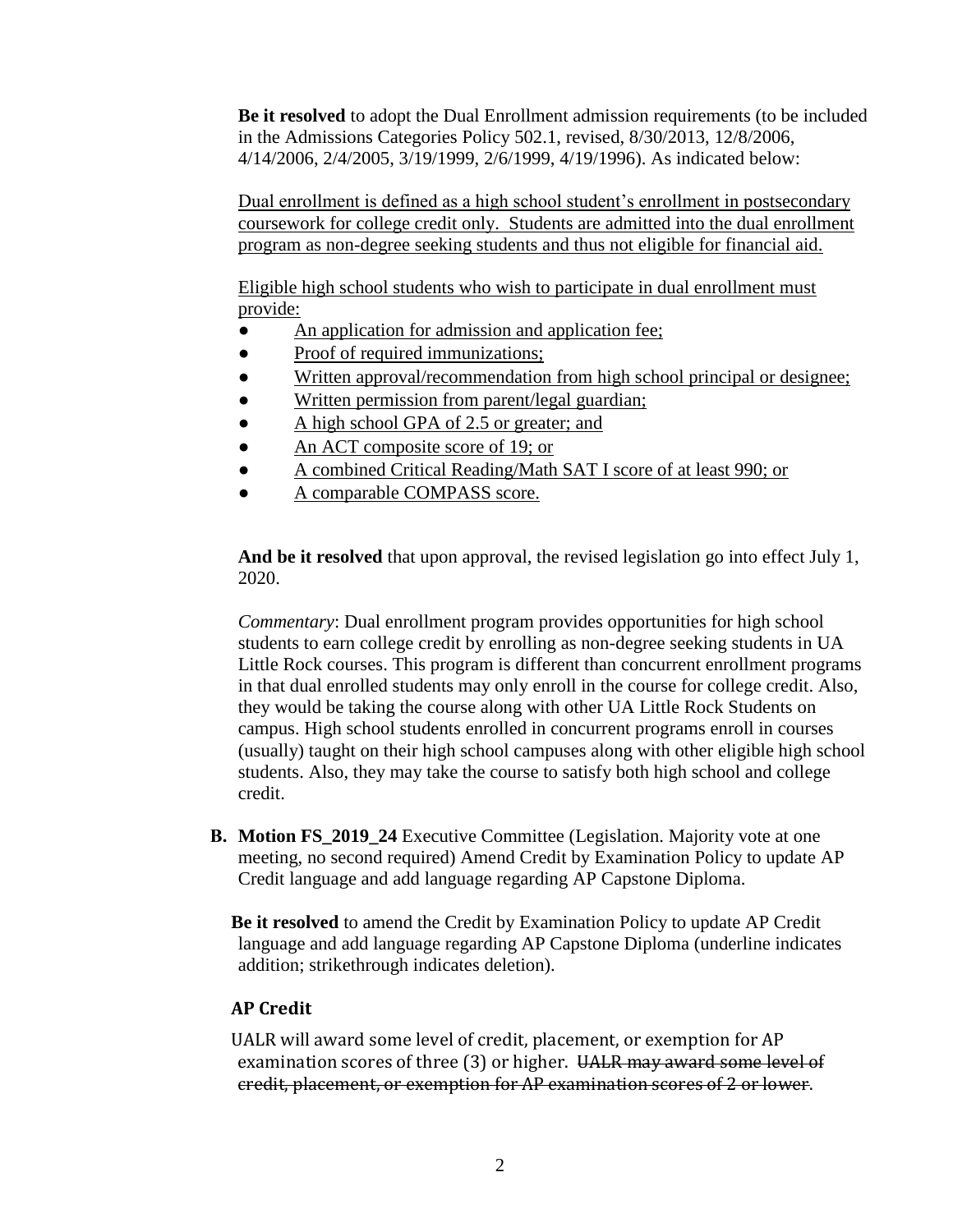**Be it resolved** to adopt the Dual Enrollment admission requirements (to be included in the Admissions Categories Policy 502.1, revised, 8/30/2013, 12/8/2006, 4/14/2006, 2/4/2005, 3/19/1999, 2/6/1999, 4/19/1996). As indicated below:

<u>Dual enrollment is defined as a high school student's enrollment in postsecondary coursework for college credit only. Students are admitted into the dual enrollment program as non-degree seeking students and thus not eligible for financial aid.</u>

<u>Eligible high school students who wish to participate in dual enrollment must provide:</u>

- <u>An application for admission and application fee;</u>
- <u>Proof of required immunizations;</u>
- <u>Written approval/recommendation from high school principal or designee;</u>
- <u>Written permission from parent/legal guardian;</u>
- <u>A high school GPA of 2.5 or greater; and</u>
- <u>An ACT composite score of 19; or</u>
- <u>A combined Critical Reading/Math SAT I score of at least 990; or</u>
- <u>A comparable COMPASS score.</u>

**And be it resolved** that upon approval, the revised legislation go into effect July 1, 2020.

*Commentary*: Dual enrollment program provides opportunities for high school students to earn college credit by enrolling as non-degree seeking students in UA Little Rock courses. This program is different than concurrent enrollment programs in that dual enrolled students may only enroll in the course for college credit. Also, they would be taking the course along with other UA Little Rock Students on campus. High school students enrolled in concurrent programs enroll in courses (usually) taught on their high school campuses along with other eligible high school students. Also, they may take the course to satisfy both high school and college credit.

**B. Motion FS_2019_24** Executive Committee (Legislation. Majority vote at one meeting, no second required) Amend Credit by Examination Policy to update AP Credit language and add language regarding AP Capstone Diploma.

**Be it resolved** to amend the Credit by Examination Policy to update AP Credit language and add language regarding AP Capstone Diploma (underline indicates addition; strikethrough indicates deletion).

### AP Credit

UALR will award some level of credit, placement, or exemption for AP examination scores of three (3) or higher. ~~UALR may award some level of credit, placement, or exemption for AP examination scores of 2 or lower.~~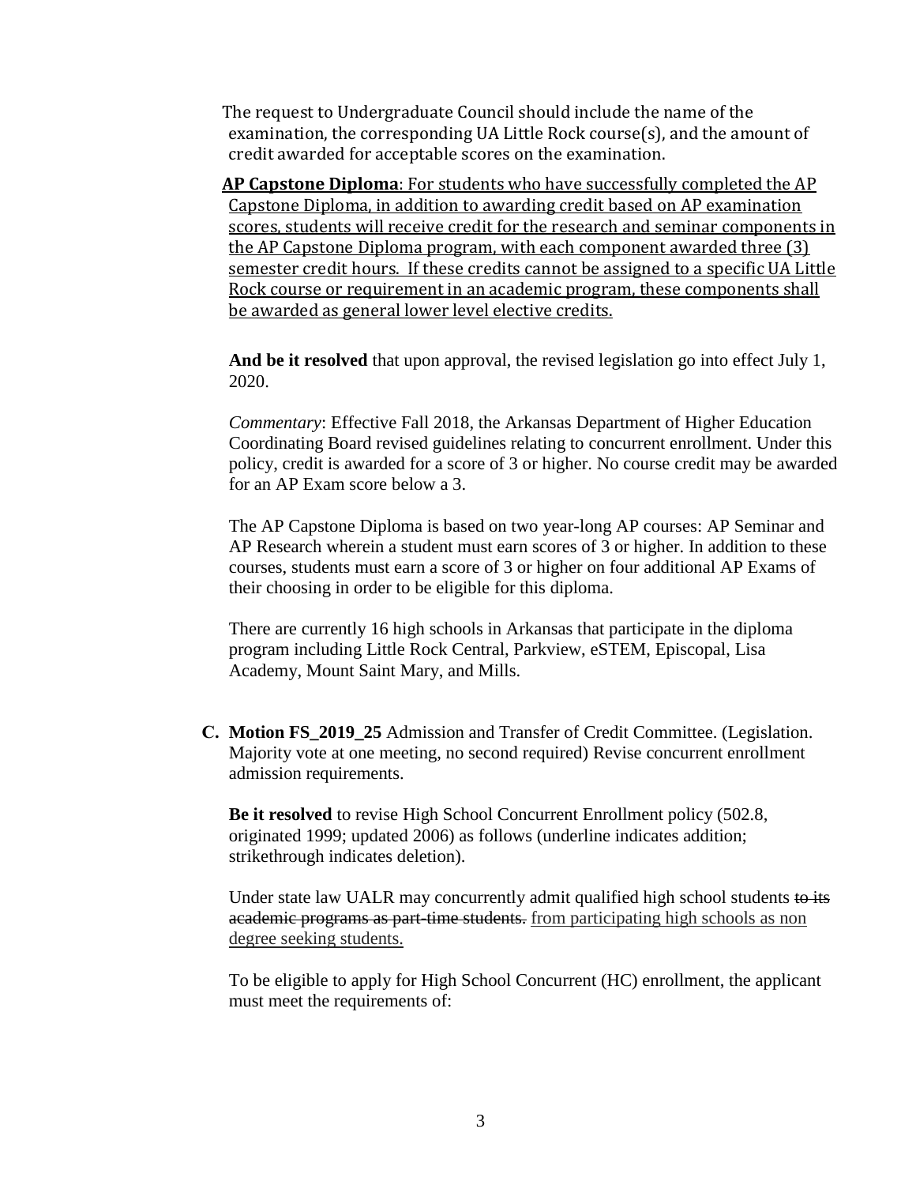The request to Undergraduate Council should include the name of the examination, the corresponding UA Little Rock course(s), and the amount of credit awarded for acceptable scores on the examination.

<u>**AP Capstone Diploma**: For students who have successfully completed the AP Capstone Diploma, in addition to awarding credit based on AP examination scores, students will receive credit for the research and seminar components in the AP Capstone Diploma program, with each component awarded three (3) semester credit hours. If these credits cannot be assigned to a specific UA Little Rock course or requirement in an academic program, these components shall be awarded as general lower level elective credits.</u>

**And be it resolved** that upon approval, the revised legislation go into effect July 1, 2020.

*Commentary*: Effective Fall 2018, the Arkansas Department of Higher Education Coordinating Board revised guidelines relating to concurrent enrollment. Under this policy, credit is awarded for a score of 3 or higher. No course credit may be awarded for an AP Exam score below a 3.

The AP Capstone Diploma is based on two year-long AP courses: AP Seminar and AP Research wherein a student must earn scores of 3 or higher. In addition to these courses, students must earn a score of 3 or higher on four additional AP Exams of their choosing in order to be eligible for this diploma.

There are currently 16 high schools in Arkansas that participate in the diploma program including Little Rock Central, Parkview, eSTEM, Episcopal, Lisa Academy, Mount Saint Mary, and Mills.

**C. Motion FS_2019_25** Admission and Transfer of Credit Committee. (Legislation. Majority vote at one meeting, no second required) Revise concurrent enrollment admission requirements.

**Be it resolved** to revise High School Concurrent Enrollment policy (502.8, originated 1999; updated 2006) as follows (underline indicates addition; strikethrough indicates deletion).

Under state law UALR may concurrently admit qualified high school students ~~to its academic programs as part-time students.~~ <u>from participating high schools as non degree seeking students.</u>

To be eligible to apply for High School Concurrent (HC) enrollment, the applicant must meet the requirements of: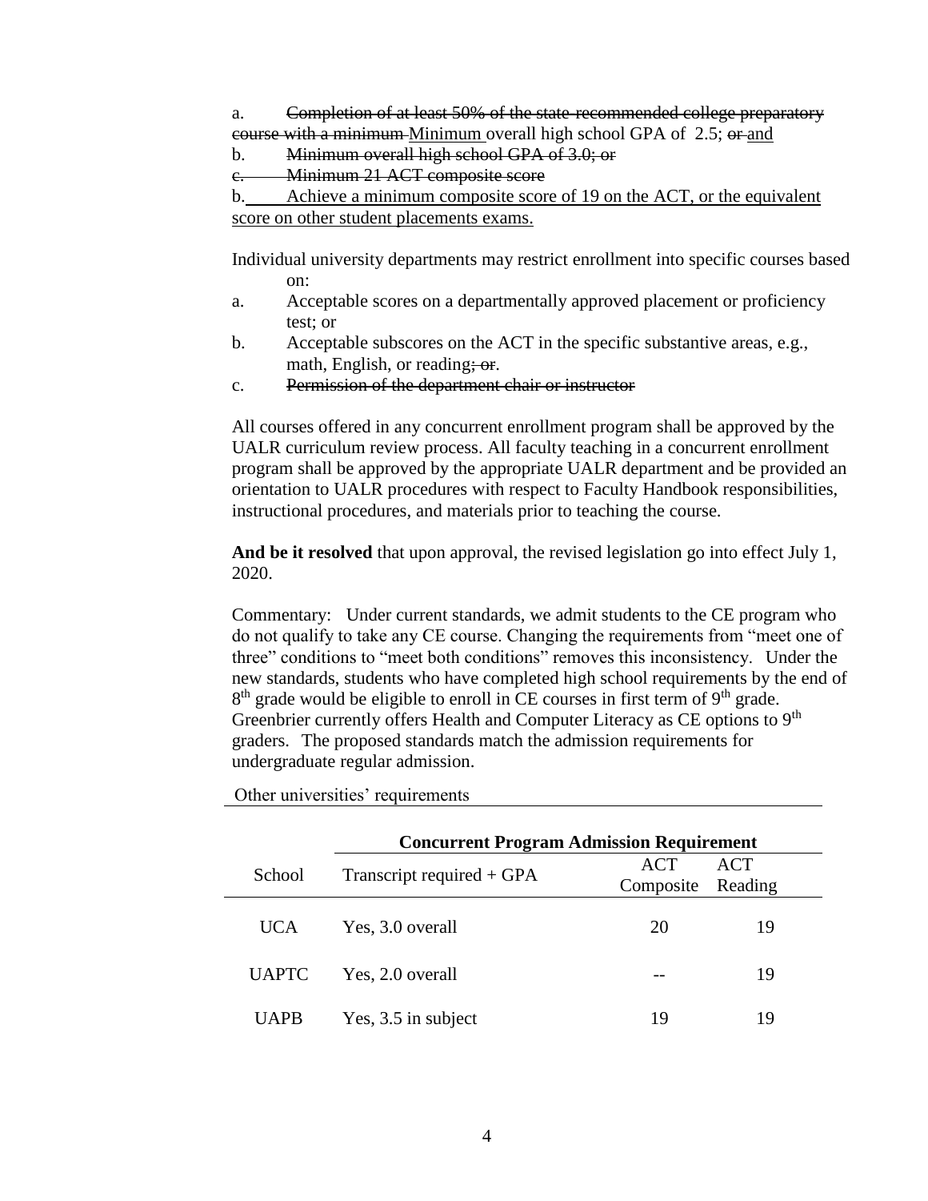a. ~~Completion of at least 50% of the state-recommended college preparatory course with a minimum~~ Minimum overall high school GPA of 2.5; ~~or~~ and

b. ~~Minimum overall high school GPA of 3.0; or~~

~~c. Minimum 21 ACT composite score~~

b. Achieve a minimum composite score of 19 on the ACT, or the equivalent score on other student placements exams.

Individual university departments may restrict enrollment into specific courses based on:

a. Acceptable scores on a departmentally approved placement or proficiency test; or

b. Acceptable subscores on the ACT in the specific substantive areas, e.g., math, English, or reading~~; or~~.

c. ~~Permission of the department chair or instructor~~

All courses offered in any concurrent enrollment program shall be approved by the UALR curriculum review process. All faculty teaching in a concurrent enrollment program shall be approved by the appropriate UALR department and be provided an orientation to UALR procedures with respect to Faculty Handbook responsibilities, instructional procedures, and materials prior to teaching the course.

**And be it resolved** that upon approval, the revised legislation go into effect July 1, 2020.

Commentary: Under current standards, we admit students to the CE program who do not qualify to take any CE course. Changing the requirements from "meet one of three" conditions to "meet both conditions" removes this inconsistency. Under the new standards, students who have completed high school requirements by the end of 8th grade would be eligible to enroll in CE courses in first term of 9th grade. Greenbrier currently offers Health and Computer Literacy as CE options to 9th graders. The proposed standards match the admission requirements for undergraduate regular admission.

Other universities' requirements

| School | Concurrent Program Admission Requirement | | |
|---|---|---|---|
| | Transcript required + GPA | ACT Composite | ACT Reading |
| UCA | Yes, 3.0 overall | 20 | 19 |
| UAPTC | Yes, 2.0 overall | -- | 19 |
| UAPB | Yes, 3.5 in subject | 19 | 19 |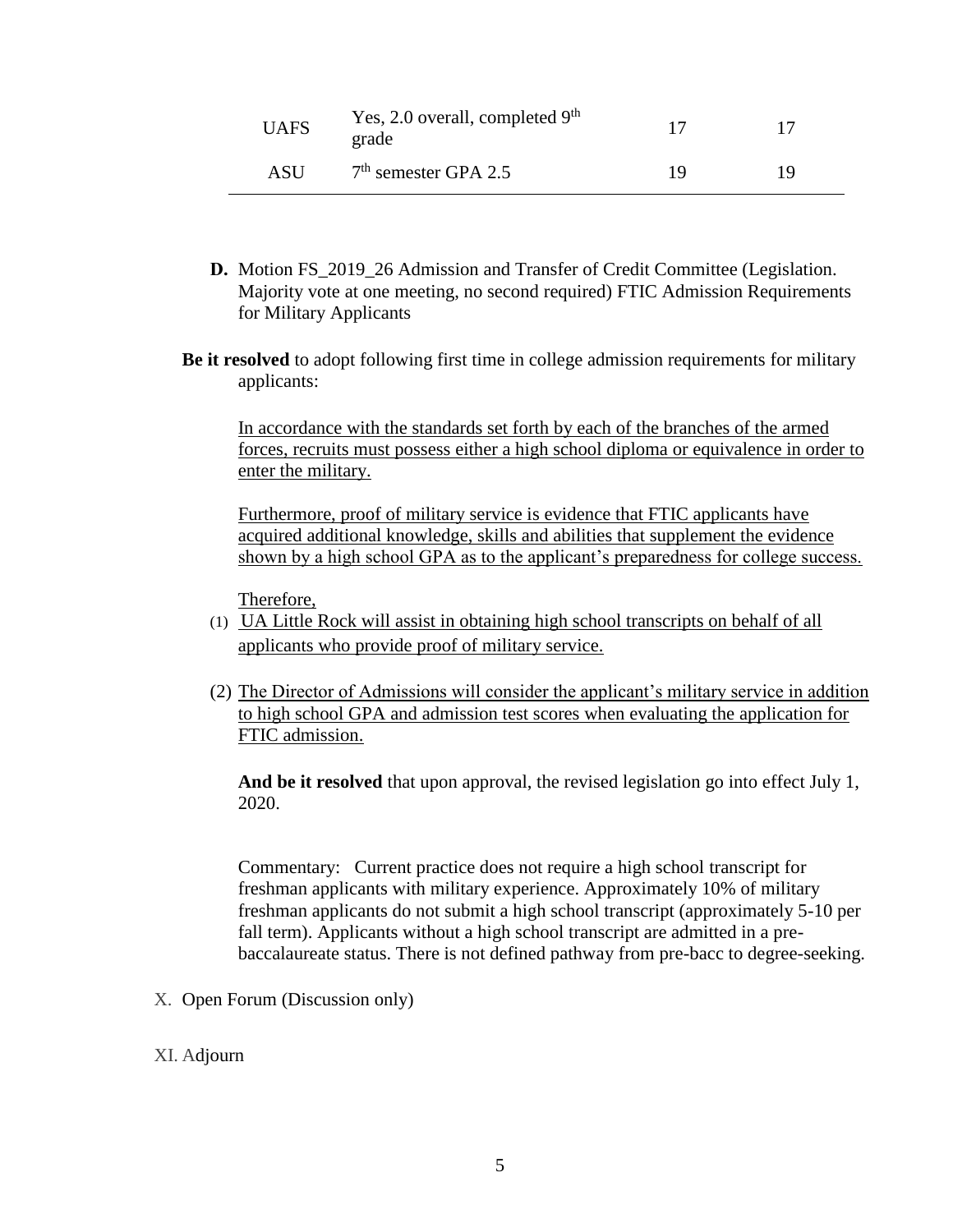| | | | |
|---|---|---|---|
| UAFS | Yes, 2.0 overall, completed 9th grade | 17 | 17 |
| ASU | 7th semester GPA 2.5 | 19 | 19 |

**D.** Motion FS_2019_26 Admission and Transfer of Credit Committee (Legislation. Majority vote at one meeting, no second required) FTIC Admission Requirements for Military Applicants

**Be it resolved** to adopt following first time in college admission requirements for military applicants:

In accordance with the standards set forth by each of the branches of the armed forces, recruits must possess either a high school diploma or equivalence in order to enter the military.

Furthermore, proof of military service is evidence that FTIC applicants have acquired additional knowledge, skills and abilities that supplement the evidence shown by a high school GPA as to the applicant's preparedness for college success.

Therefore,

(1) UA Little Rock will assist in obtaining high school transcripts on behalf of all applicants who provide proof of military service.

(2) The Director of Admissions will consider the applicant's military service in addition to high school GPA and admission test scores when evaluating the application for FTIC admission.

**And be it resolved** that upon approval, the revised legislation go into effect July 1, 2020.

Commentary: Current practice does not require a high school transcript for freshman applicants with military experience. Approximately 10% of military freshman applicants do not submit a high school transcript (approximately 5-10 per fall term). Applicants without a high school transcript are admitted in a pre-baccalaureate status. There is not defined pathway from pre-bacc to degree-seeking.

X. Open Forum (Discussion only)

XI. Adjourn